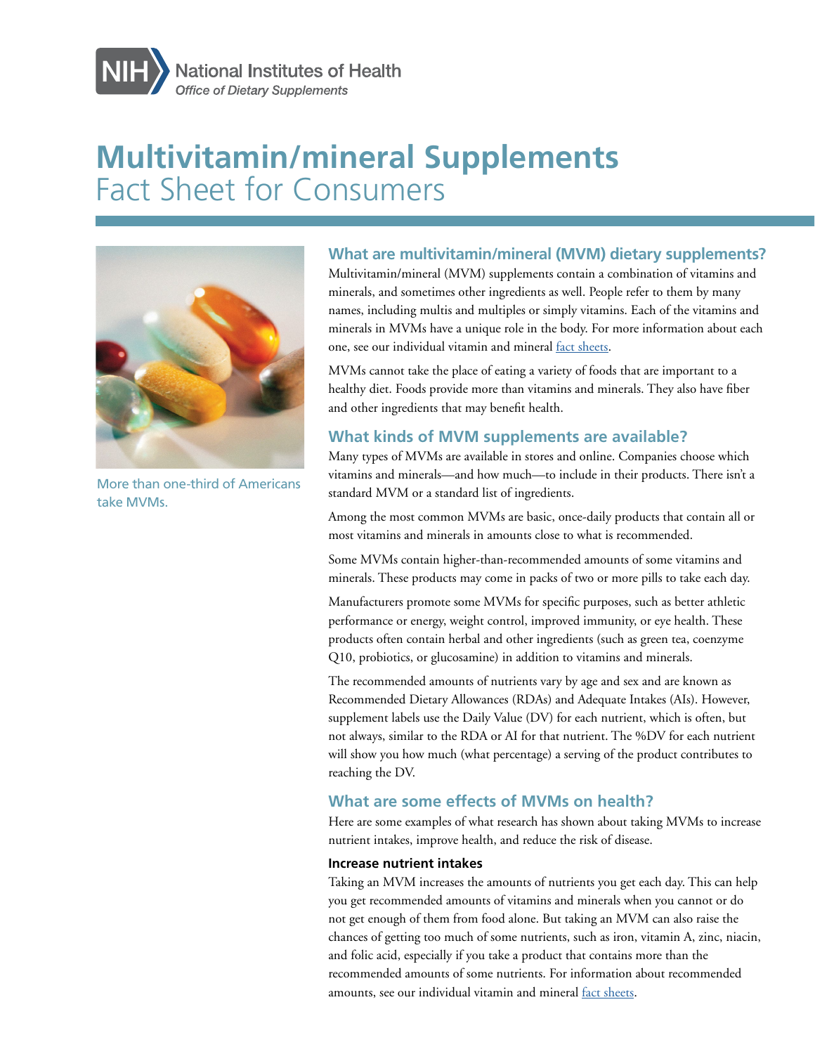NIH National Institutes of Health
*Office of Dietary Supplements*

# Multivitamin/mineral Supplements
## Fact Sheet for Consumers

More than one-third of Americans take MVMs.

## What are multivitamin/mineral (MVM) dietary supplements?

Multivitamin/mineral (MVM) supplements contain a combination of vitamins and minerals, and sometimes other ingredients as well. People refer to them by many names, including multis and multiples or simply vitamins. Each of the vitamins and minerals in MVMs have a unique role in the body. For more information about each one, see our individual vitamin and mineral fact sheets.

MVMs cannot take the place of eating a variety of foods that are important to a healthy diet. Foods provide more than vitamins and minerals. They also have fiber and other ingredients that may benefit health.

## What kinds of MVM supplements are available?

Many types of MVMs are available in stores and online. Companies choose which vitamins and minerals—and how much—to include in their products. There isn't a standard MVM or a standard list of ingredients.

Among the most common MVMs are basic, once-daily products that contain all or most vitamins and minerals in amounts close to what is recommended.

Some MVMs contain higher-than-recommended amounts of some vitamins and minerals. These products may come in packs of two or more pills to take each day.

Manufacturers promote some MVMs for specific purposes, such as better athletic performance or energy, weight control, improved immunity, or eye health. These products often contain herbal and other ingredients (such as green tea, coenzyme Q10, probiotics, or glucosamine) in addition to vitamins and minerals.

The recommended amounts of nutrients vary by age and sex and are known as Recommended Dietary Allowances (RDAs) and Adequate Intakes (AIs). However, supplement labels use the Daily Value (DV) for each nutrient, which is often, but not always, similar to the RDA or AI for that nutrient. The %DV for each nutrient will show you how much (what percentage) a serving of the product contributes to reaching the DV.

## What are some effects of MVMs on health?

Here are some examples of what research has shown about taking MVMs to increase nutrient intakes, improve health, and reduce the risk of disease.

### Increase nutrient intakes

Taking an MVM increases the amounts of nutrients you get each day. This can help you get recommended amounts of vitamins and minerals when you cannot or do not get enough of them from food alone. But taking an MVM can also raise the chances of getting too much of some nutrients, such as iron, vitamin A, zinc, niacin, and folic acid, especially if you take a product that contains more than the recommended amounts of some nutrients. For information about recommended amounts, see our individual vitamin and mineral fact sheets.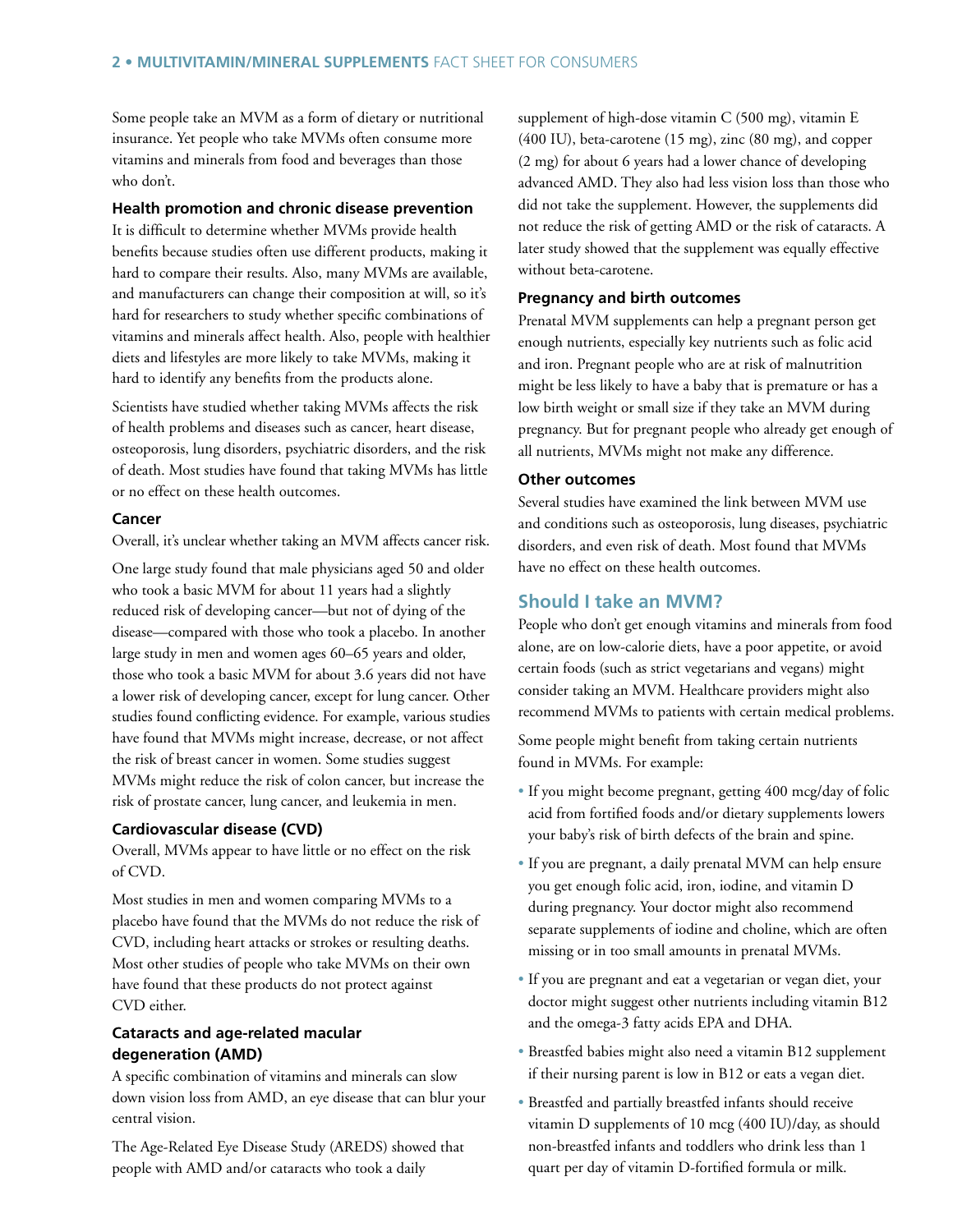Some people take an MVM as a form of dietary or nutritional insurance. Yet people who take MVMs often consume more vitamins and minerals from food and beverages than those who don't.

### Health promotion and chronic disease prevention

It is difficult to determine whether MVMs provide health benefits because studies often use different products, making it hard to compare their results. Also, many MVMs are available, and manufacturers can change their composition at will, so it's hard for researchers to study whether specific combinations of vitamins and minerals affect health. Also, people with healthier diets and lifestyles are more likely to take MVMs, making it hard to identify any benefits from the products alone.

Scientists have studied whether taking MVMs affects the risk of health problems and diseases such as cancer, heart disease, osteoporosis, lung disorders, psychiatric disorders, and the risk of death. Most studies have found that taking MVMs has little or no effect on these health outcomes.

### Cancer

Overall, it's unclear whether taking an MVM affects cancer risk.

One large study found that male physicians aged 50 and older who took a basic MVM for about 11 years had a slightly reduced risk of developing cancer—but not of dying of the disease—compared with those who took a placebo. In another large study in men and women ages 60–65 years and older, those who took a basic MVM for about 3.6 years did not have a lower risk of developing cancer, except for lung cancer. Other studies found conflicting evidence. For example, various studies have found that MVMs might increase, decrease, or not affect the risk of breast cancer in women. Some studies suggest MVMs might reduce the risk of colon cancer, but increase the risk of prostate cancer, lung cancer, and leukemia in men.

### Cardiovascular disease (CVD)

Overall, MVMs appear to have little or no effect on the risk of CVD.

Most studies in men and women comparing MVMs to a placebo have found that the MVMs do not reduce the risk of CVD, including heart attacks or strokes or resulting deaths. Most other studies of people who take MVMs on their own have found that these products do not protect against CVD either.

### Cataracts and age-related macular degeneration (AMD)

A specific combination of vitamins and minerals can slow down vision loss from AMD, an eye disease that can blur your central vision.

The Age-Related Eye Disease Study (AREDS) showed that people with AMD and/or cataracts who took a daily supplement of high-dose vitamin C (500 mg), vitamin E (400 IU), beta-carotene (15 mg), zinc (80 mg), and copper (2 mg) for about 6 years had a lower chance of developing advanced AMD. They also had less vision loss than those who did not take the supplement. However, the supplements did not reduce the risk of getting AMD or the risk of cataracts. A later study showed that the supplement was equally effective without beta-carotene.

### Pregnancy and birth outcomes

Prenatal MVM supplements can help a pregnant person get enough nutrients, especially key nutrients such as folic acid and iron. Pregnant people who are at risk of malnutrition might be less likely to have a baby that is premature or has a low birth weight or small size if they take an MVM during pregnancy. But for pregnant people who already get enough of all nutrients, MVMs might not make any difference.

### Other outcomes

Several studies have examined the link between MVM use and conditions such as osteoporosis, lung diseases, psychiatric disorders, and even risk of death. Most found that MVMs have no effect on these health outcomes.

## Should I take an MVM?

People who don't get enough vitamins and minerals from food alone, are on low-calorie diets, have a poor appetite, or avoid certain foods (such as strict vegetarians and vegans) might consider taking an MVM. Healthcare providers might also recommend MVMs to patients with certain medical problems.

Some people might benefit from taking certain nutrients found in MVMs. For example:

- If you might become pregnant, getting 400 mcg/day of folic acid from fortified foods and/or dietary supplements lowers your baby's risk of birth defects of the brain and spine.
- If you are pregnant, a daily prenatal MVM can help ensure you get enough folic acid, iron, iodine, and vitamin D during pregnancy. Your doctor might also recommend separate supplements of iodine and choline, which are often missing or in too small amounts in prenatal MVMs.
- If you are pregnant and eat a vegetarian or vegan diet, your doctor might suggest other nutrients including vitamin B12 and the omega-3 fatty acids EPA and DHA.
- Breastfed babies might also need a vitamin B12 supplement if their nursing parent is low in B12 or eats a vegan diet.
- Breastfed and partially breastfed infants should receive vitamin D supplements of 10 mcg (400 IU)/day, as should non-breastfed infants and toddlers who drink less than 1 quart per day of vitamin D-fortified formula or milk.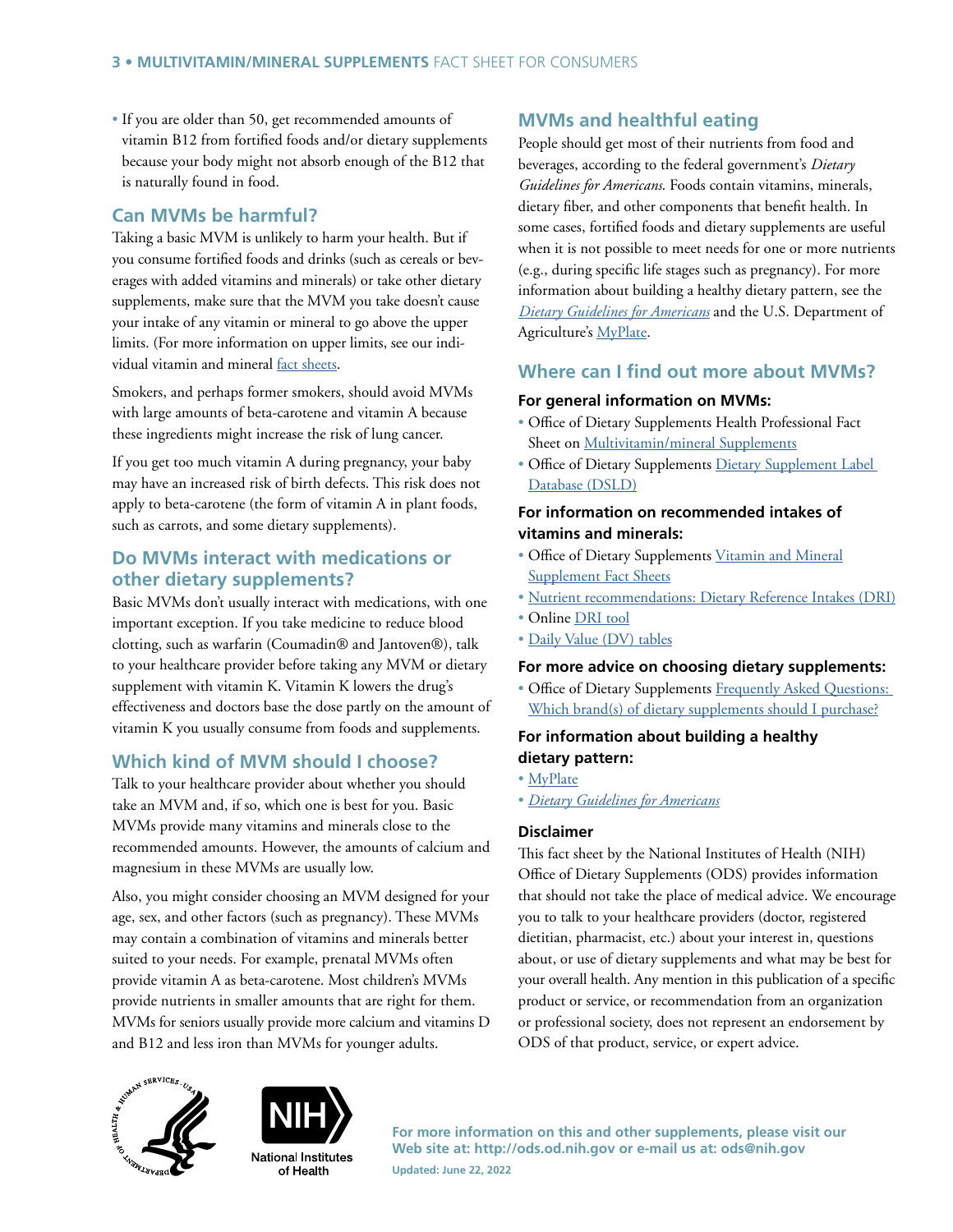- If you are older than 50, get recommended amounts of vitamin B12 from fortified foods and/or dietary supplements because your body might not absorb enough of the B12 that is naturally found in food.

## Can MVMs be harmful?

Taking a basic MVM is unlikely to harm your health. But if you consume fortified foods and drinks (such as cereals or beverages with added vitamins and minerals) or take other dietary supplements, make sure that the MVM you take doesn't cause your intake of any vitamin or mineral to go above the upper limits. (For more information on upper limits, see our individual vitamin and mineral fact sheets.

Smokers, and perhaps former smokers, should avoid MVMs with large amounts of beta-carotene and vitamin A because these ingredients might increase the risk of lung cancer.

If you get too much vitamin A during pregnancy, your baby may have an increased risk of birth defects. This risk does not apply to beta-carotene (the form of vitamin A in plant foods, such as carrots, and some dietary supplements).

## Do MVMs interact with medications or other dietary supplements?

Basic MVMs don't usually interact with medications, with one important exception. If you take medicine to reduce blood clotting, such as warfarin (Coumadin® and Jantoven®), talk to your healthcare provider before taking any MVM or dietary supplement with vitamin K. Vitamin K lowers the drug's effectiveness and doctors base the dose partly on the amount of vitamin K you usually consume from foods and supplements.

## Which kind of MVM should I choose?

Talk to your healthcare provider about whether you should take an MVM and, if so, which one is best for you. Basic MVMs provide many vitamins and minerals close to the recommended amounts. However, the amounts of calcium and magnesium in these MVMs are usually low.

Also, you might consider choosing an MVM designed for your age, sex, and other factors (such as pregnancy). These MVMs may contain a combination of vitamins and minerals better suited to your needs. For example, prenatal MVMs often provide vitamin A as beta-carotene. Most children's MVMs provide nutrients in smaller amounts that are right for them. MVMs for seniors usually provide more calcium and vitamins D and B12 and less iron than MVMs for younger adults.

## MVMs and healthful eating

People should get most of their nutrients from food and beverages, according to the federal government's *Dietary Guidelines for Americans*. Foods contain vitamins, minerals, dietary fiber, and other components that benefit health. In some cases, fortified foods and dietary supplements are useful when it is not possible to meet needs for one or more nutrients (e.g., during specific life stages such as pregnancy). For more information about building a healthy dietary pattern, see the *Dietary Guidelines for Americans* and the U.S. Department of Agriculture's MyPlate.

## Where can I find out more about MVMs?

### For general information on MVMs:

- Office of Dietary Supplements Health Professional Fact Sheet on Multivitamin/mineral Supplements
- Office of Dietary Supplements Dietary Supplement Label Database (DSLD)

### For information on recommended intakes of vitamins and minerals:

- Office of Dietary Supplements Vitamin and Mineral Supplement Fact Sheets
- Nutrient recommendations: Dietary Reference Intakes (DRI)
- Online DRI tool
- Daily Value (DV) tables

### For more advice on choosing dietary supplements:

- Office of Dietary Supplements Frequently Asked Questions: Which brand(s) of dietary supplements should I purchase?

### For information about building a healthy dietary pattern:

- MyPlate
- *Dietary Guidelines for Americans*

### Disclaimer

This fact sheet by the National Institutes of Health (NIH) Office of Dietary Supplements (ODS) provides information that should not take the place of medical advice. We encourage you to talk to your healthcare providers (doctor, registered dietitian, pharmacist, etc.) about your interest in, questions about, or use of dietary supplements and what may be best for your overall health. Any mention in this publication of a specific product or service, or recommendation from an organization or professional society, does not represent an endorsement by ODS of that product, service, or expert advice.

**For more information on this and other supplements, please visit our Web site at: http://ods.od.nih.gov or e-mail us at: ods@nih.gov**

**Updated: June 22, 2022**